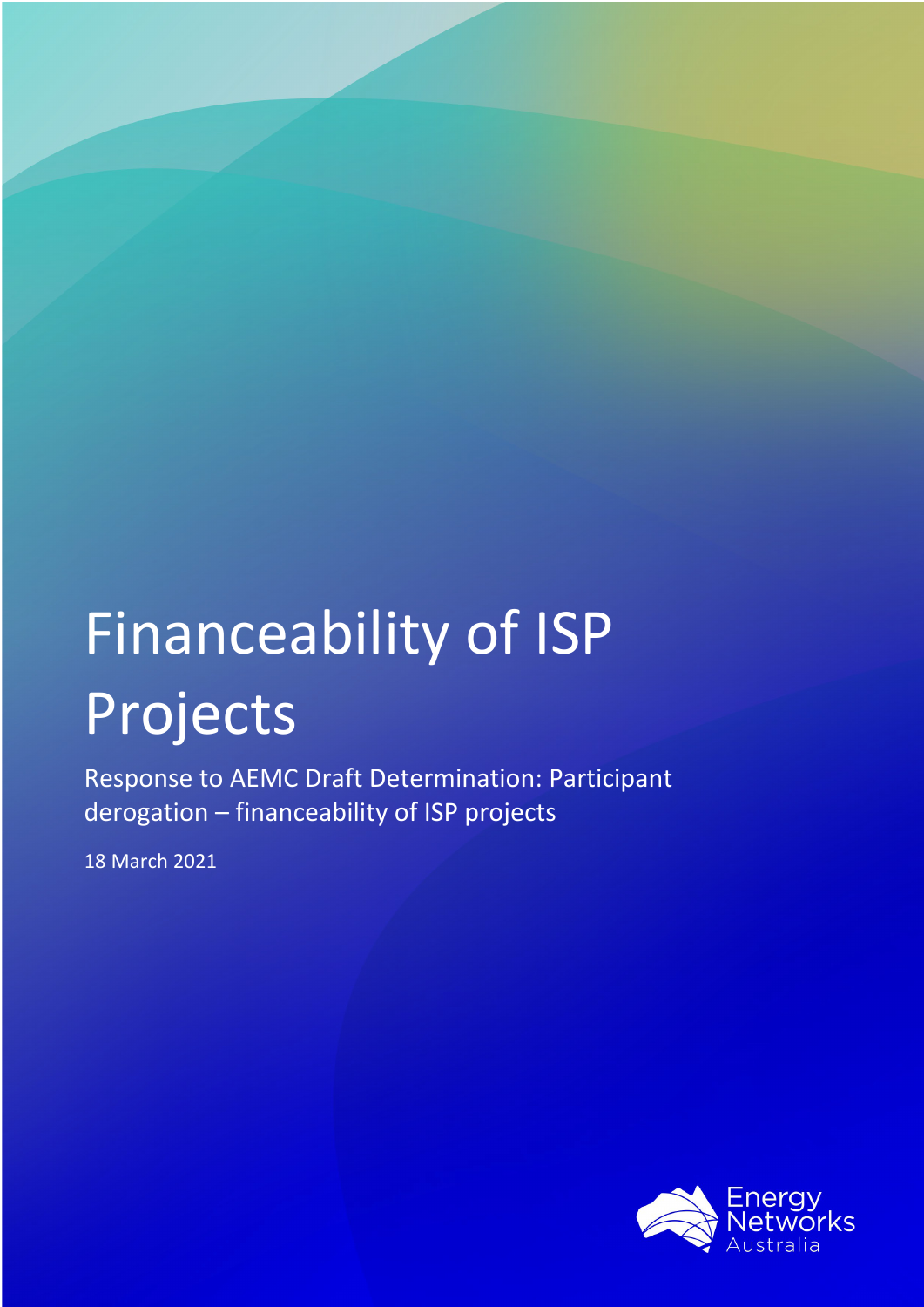# Financeability of ISP Projects

Response to AEMC Draft Determination: Participant derogation – financeability of ISP projects

18 March 2021

Energy Networks Australia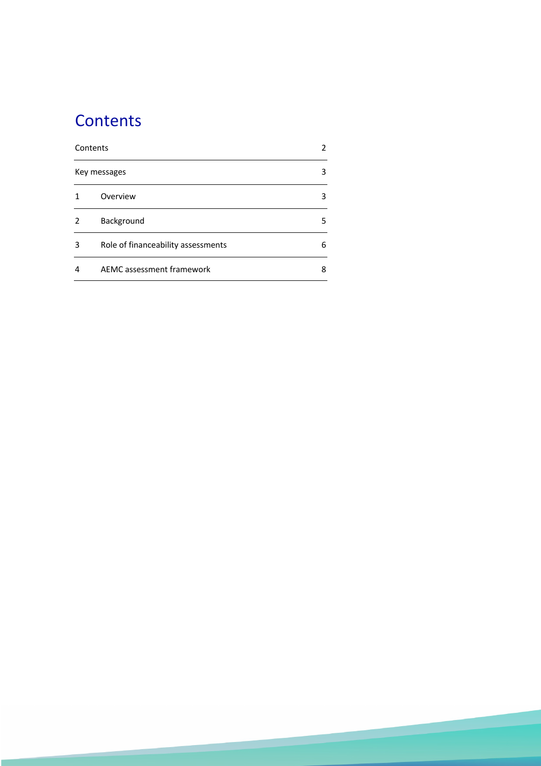# Contents

| Contents | | 2 |
|---|---|---|
| Key messages | | 3 |
| 1 | Overview | 3 |
| 2 | Background | 5 |
| 3 | Role of financeability assessments | 6 |
| 4 | AEMC assessment framework | 8 |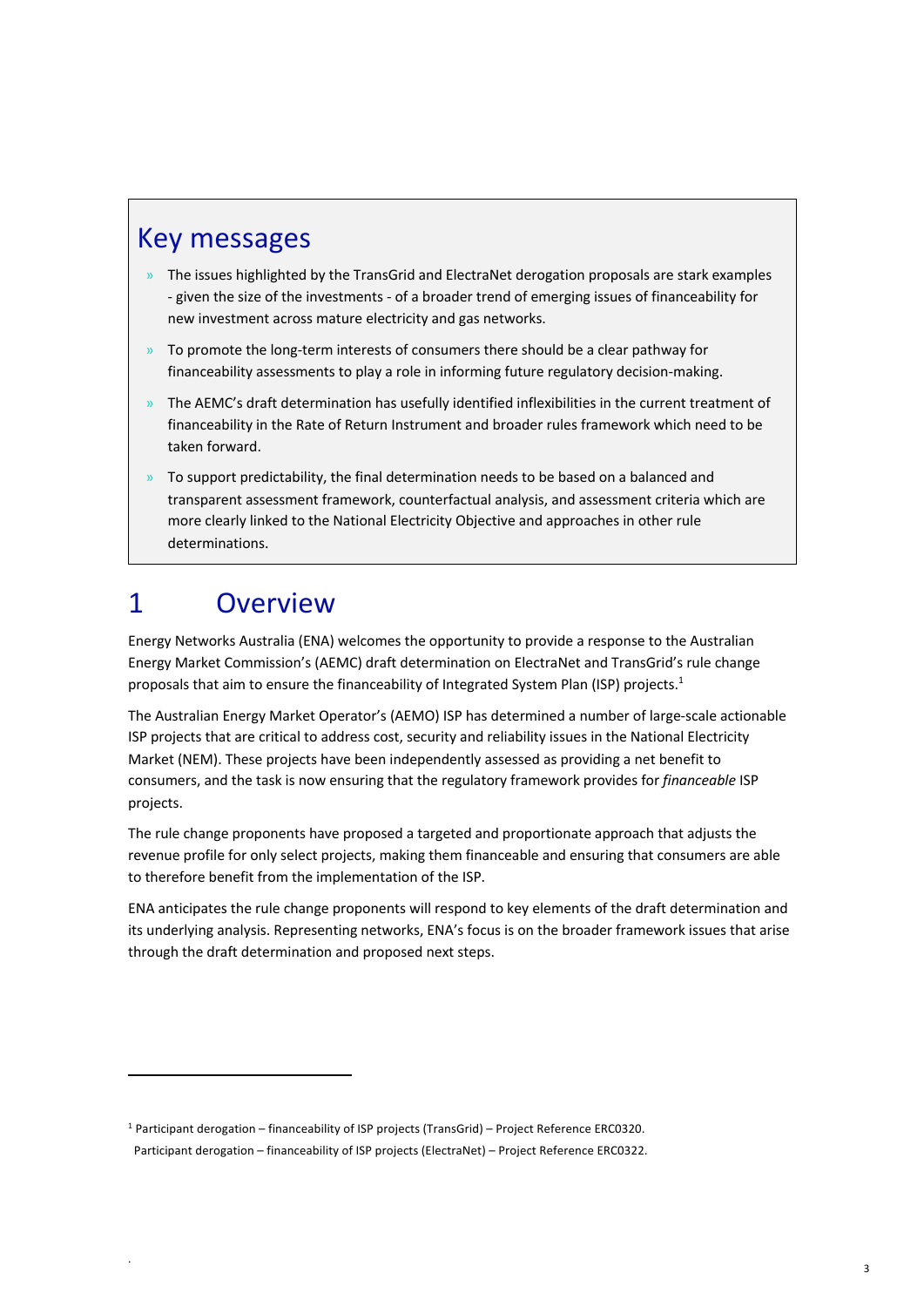## Key messages

- The issues highlighted by the TransGrid and ElectraNet derogation proposals are stark examples - given the size of the investments - of a broader trend of emerging issues of financeability for new investment across mature electricity and gas networks.
- To promote the long-term interests of consumers there should be a clear pathway for financeability assessments to play a role in informing future regulatory decision-making.
- The AEMC's draft determination has usefully identified inflexibilities in the current treatment of financeability in the Rate of Return Instrument and broader rules framework which need to be taken forward.
- To support predictability, the final determination needs to be based on a balanced and transparent assessment framework, counterfactual analysis, and assessment criteria which are more clearly linked to the National Electricity Objective and approaches in other rule determinations.

# 1 Overview

Energy Networks Australia (ENA) welcomes the opportunity to provide a response to the Australian Energy Market Commission's (AEMC) draft determination on ElectraNet and TransGrid's rule change proposals that aim to ensure the financeability of Integrated System Plan (ISP) projects.[1]

The Australian Energy Market Operator's (AEMO) ISP has determined a number of large-scale actionable ISP projects that are critical to address cost, security and reliability issues in the National Electricity Market (NEM). These projects have been independently assessed as providing a net benefit to consumers, and the task is now ensuring that the regulatory framework provides for *financeable* ISP projects.

The rule change proponents have proposed a targeted and proportionate approach that adjusts the revenue profile for only select projects, making them financeable and ensuring that consumers are able to therefore benefit from the implementation of the ISP.

ENA anticipates the rule change proponents will respond to key elements of the draft determination and its underlying analysis. Representing networks, ENA's focus is on the broader framework issues that arise through the draft determination and proposed next steps.

---

[1] Participant derogation – financeability of ISP projects (TransGrid) – Project Reference ERC0320.
Participant derogation – financeability of ISP projects (ElectraNet) – Project Reference ERC0322.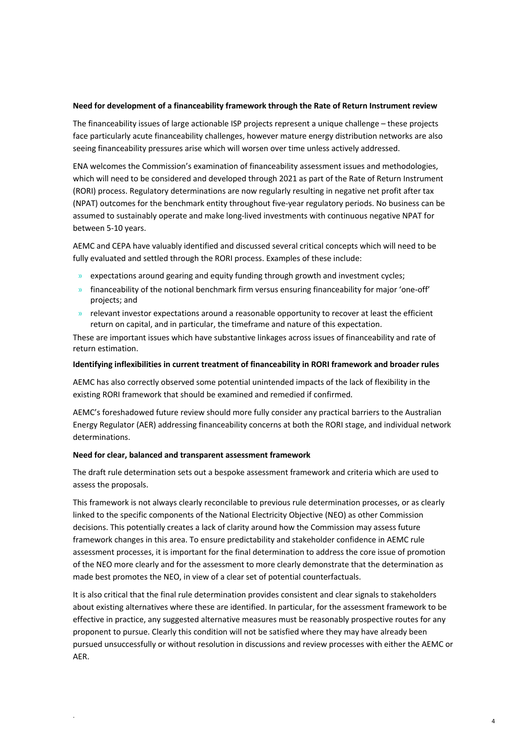**Need for development of a financeability framework through the Rate of Return Instrument review**

The financeability issues of large actionable ISP projects represent a unique challenge – these projects face particularly acute financeability challenges, however mature energy distribution networks are also seeing financeability pressures arise which will worsen over time unless actively addressed.

ENA welcomes the Commission's examination of financeability assessment issues and methodologies, which will need to be considered and developed through 2021 as part of the Rate of Return Instrument (RORI) process. Regulatory determinations are now regularly resulting in negative net profit after tax (NPAT) outcomes for the benchmark entity throughout five-year regulatory periods. No business can be assumed to sustainably operate and make long-lived investments with continuous negative NPAT for between 5-10 years.

AEMC and CEPA have valuably identified and discussed several critical concepts which will need to be fully evaluated and settled through the RORI process. Examples of these include:

- expectations around gearing and equity funding through growth and investment cycles;
- financeability of the notional benchmark firm versus ensuring financeability for major 'one-off' projects; and
- relevant investor expectations around a reasonable opportunity to recover at least the efficient return on capital, and in particular, the timeframe and nature of this expectation.

These are important issues which have substantive linkages across issues of financeability and rate of return estimation.

**Identifying inflexibilities in current treatment of financeability in RORI framework and broader rules**

AEMC has also correctly observed some potential unintended impacts of the lack of flexibility in the existing RORI framework that should be examined and remedied if confirmed.

AEMC's foreshadowed future review should more fully consider any practical barriers to the Australian Energy Regulator (AER) addressing financeability concerns at both the RORI stage, and individual network determinations.

**Need for clear, balanced and transparent assessment framework**

The draft rule determination sets out a bespoke assessment framework and criteria which are used to assess the proposals.

This framework is not always clearly reconcilable to previous rule determination processes, or as clearly linked to the specific components of the National Electricity Objective (NEO) as other Commission decisions. This potentially creates a lack of clarity around how the Commission may assess future framework changes in this area. To ensure predictability and stakeholder confidence in AEMC rule assessment processes, it is important for the final determination to address the core issue of promotion of the NEO more clearly and for the assessment to more clearly demonstrate that the determination as made best promotes the NEO, in view of a clear set of potential counterfactuals.

It is also critical that the final rule determination provides consistent and clear signals to stakeholders about existing alternatives where these are identified. In particular, for the assessment framework to be effective in practice, any suggested alternative measures must be reasonably prospective routes for any proponent to pursue. Clearly this condition will not be satisfied where they may have already been pursued unsuccessfully or without resolution in discussions and review processes with either the AEMC or AER.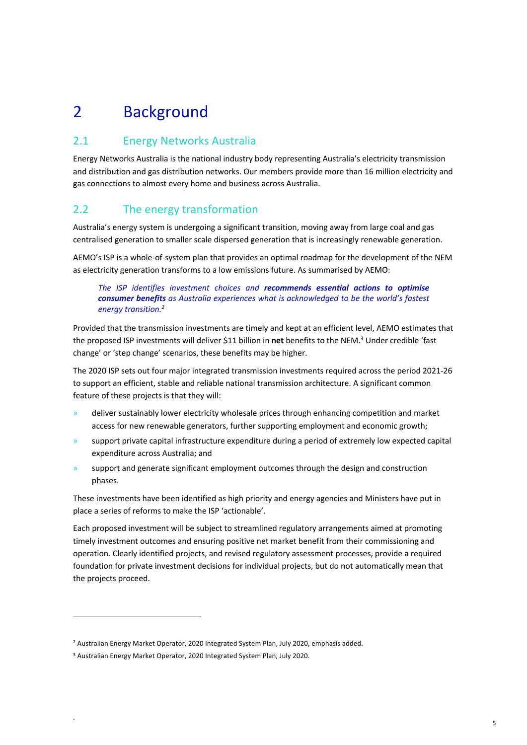# 2 Background

## 2.1 Energy Networks Australia

Energy Networks Australia is the national industry body representing Australia's electricity transmission and distribution and gas distribution networks. Our members provide more than 16 million electricity and gas connections to almost every home and business across Australia.

## 2.2 The energy transformation

Australia's energy system is undergoing a significant transition, moving away from large coal and gas centralised generation to smaller scale dispersed generation that is increasingly renewable generation.

AEMO's ISP is a whole-of-system plan that provides an optimal roadmap for the development of the NEM as electricity generation transforms to a low emissions future. As summarised by AEMO:

> *The ISP identifies investment choices and **recommends essential actions to optimise consumer benefits** as Australia experiences what is acknowledged to be the world's fastest energy transition.*[2]

Provided that the transmission investments are timely and kept at an efficient level, AEMO estimates that the proposed ISP investments will deliver $11 billion in **net** benefits to the NEM.[3] Under credible 'fast change' or 'step change' scenarios, these benefits may be higher.

The 2020 ISP sets out four major integrated transmission investments required across the period 2021-26 to support an efficient, stable and reliable national transmission architecture. A significant common feature of these projects is that they will:

- deliver sustainably lower electricity wholesale prices through enhancing competition and market access for new renewable generators, further supporting employment and economic growth;
- support private capital infrastructure expenditure during a period of extremely low expected capital expenditure across Australia; and
- support and generate significant employment outcomes through the design and construction phases.

These investments have been identified as high priority and energy agencies and Ministers have put in place a series of reforms to make the ISP 'actionable'.

Each proposed investment will be subject to streamlined regulatory arrangements aimed at promoting timely investment outcomes and ensuring positive net market benefit from their commissioning and operation. Clearly identified projects, and revised regulatory assessment processes, provide a required foundation for private investment decisions for individual projects, but do not automatically mean that the projects proceed.

---

[2] Australian Energy Market Operator, 2020 Integrated System Plan, July 2020, emphasis added.

[3] Australian Energy Market Operator, 2020 Integrated System Plan, July 2020.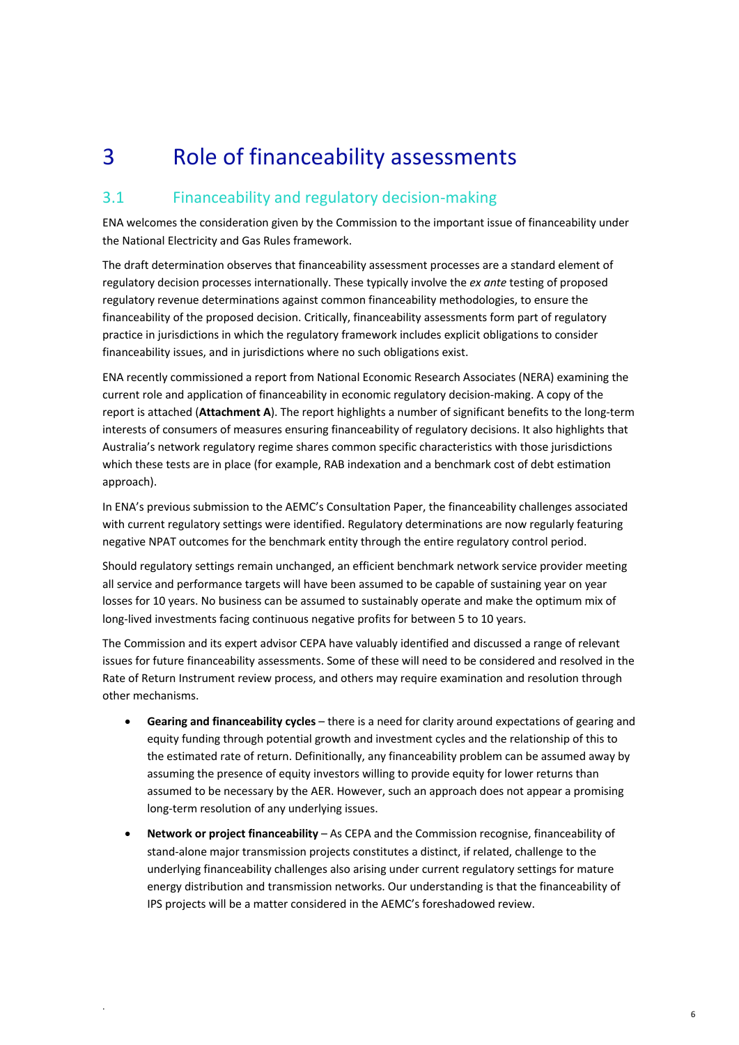# 3 Role of financeability assessments

## 3.1 Financeability and regulatory decision-making

ENA welcomes the consideration given by the Commission to the important issue of financeability under the National Electricity and Gas Rules framework.

The draft determination observes that financeability assessment processes are a standard element of regulatory decision processes internationally. These typically involve the *ex ante* testing of proposed regulatory revenue determinations against common financeability methodologies, to ensure the financeability of the proposed decision. Critically, financeability assessments form part of regulatory practice in jurisdictions in which the regulatory framework includes explicit obligations to consider financeability issues, and in jurisdictions where no such obligations exist.

ENA recently commissioned a report from National Economic Research Associates (NERA) examining the current role and application of financeability in economic regulatory decision-making. A copy of the report is attached (**Attachment A**). The report highlights a number of significant benefits to the long-term interests of consumers of measures ensuring financeability of regulatory decisions. It also highlights that Australia's network regulatory regime shares common specific characteristics with those jurisdictions which these tests are in place (for example, RAB indexation and a benchmark cost of debt estimation approach).

In ENA's previous submission to the AEMC's Consultation Paper, the financeability challenges associated with current regulatory settings were identified. Regulatory determinations are now regularly featuring negative NPAT outcomes for the benchmark entity through the entire regulatory control period.

Should regulatory settings remain unchanged, an efficient benchmark network service provider meeting all service and performance targets will have been assumed to be capable of sustaining year on year losses for 10 years. No business can be assumed to sustainably operate and make the optimum mix of long-lived investments facing continuous negative profits for between 5 to 10 years.

The Commission and its expert advisor CEPA have valuably identified and discussed a range of relevant issues for future financeability assessments. Some of these will need to be considered and resolved in the Rate of Return Instrument review process, and others may require examination and resolution through other mechanisms.

- **Gearing and financeability cycles** – there is a need for clarity around expectations of gearing and equity funding through potential growth and investment cycles and the relationship of this to the estimated rate of return. Definitionally, any financeability problem can be assumed away by assuming the presence of equity investors willing to provide equity for lower returns than assumed to be necessary by the AER. However, such an approach does not appear a promising long-term resolution of any underlying issues.
- **Network or project financeability** – As CEPA and the Commission recognise, financeability of stand-alone major transmission projects constitutes a distinct, if related, challenge to the underlying financeability challenges also arising under current regulatory settings for mature energy distribution and transmission networks. Our understanding is that the financeability of IPS projects will be a matter considered in the AEMC's foreshadowed review.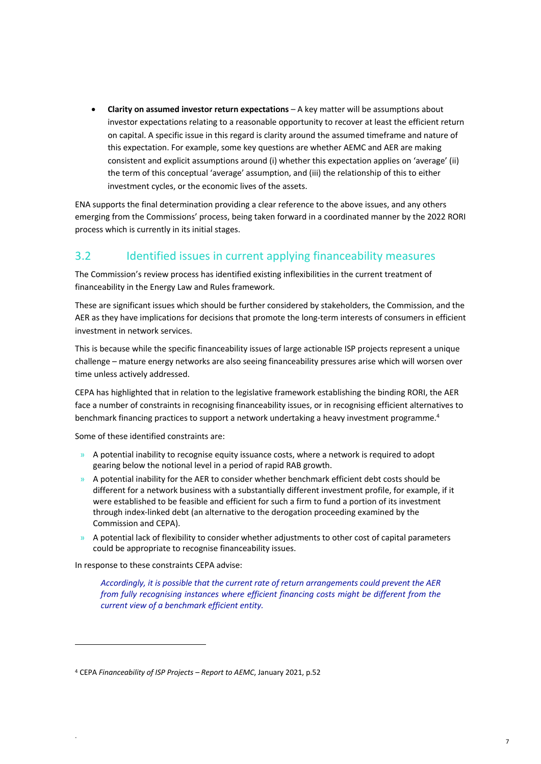- **Clarity on assumed investor return expectations** – A key matter will be assumptions about investor expectations relating to a reasonable opportunity to recover at least the efficient return on capital. A specific issue in this regard is clarity around the assumed timeframe and nature of this expectation. For example, some key questions are whether AEMC and AER are making consistent and explicit assumptions around (i) whether this expectation applies on 'average' (ii) the term of this conceptual 'average' assumption, and (iii) the relationship of this to either investment cycles, or the economic lives of the assets.

ENA supports the final determination providing a clear reference to the above issues, and any others emerging from the Commissions' process, being taken forward in a coordinated manner by the 2022 RORI process which is currently in its initial stages.

## 3.2 Identified issues in current applying financeability measures

The Commission's review process has identified existing inflexibilities in the current treatment of financeability in the Energy Law and Rules framework.

These are significant issues which should be further considered by stakeholders, the Commission, and the AER as they have implications for decisions that promote the long-term interests of consumers in efficient investment in network services.

This is because while the specific financeability issues of large actionable ISP projects represent a unique challenge – mature energy networks are also seeing financeability pressures arise which will worsen over time unless actively addressed.

CEPA has highlighted that in relation to the legislative framework establishing the binding RORI, the AER face a number of constraints in recognising financeability issues, or in recognising efficient alternatives to benchmark financing practices to support a network undertaking a heavy investment programme.[4]

Some of these identified constraints are:

- A potential inability to recognise equity issuance costs, where a network is required to adopt gearing below the notional level in a period of rapid RAB growth.
- A potential inability for the AER to consider whether benchmark efficient debt costs should be different for a network business with a substantially different investment profile, for example, if it were established to be feasible and efficient for such a firm to fund a portion of its investment through index-linked debt (an alternative to the derogation proceeding examined by the Commission and CEPA).
- A potential lack of flexibility to consider whether adjustments to other cost of capital parameters could be appropriate to recognise financeability issues.

In response to these constraints CEPA advise:

> *Accordingly, it is possible that the current rate of return arrangements could prevent the AER from fully recognising instances where efficient financing costs might be different from the current view of a benchmark efficient entity.*

---

[4] CEPA *Financeability of ISP Projects – Report to AEMC*, January 2021, p.52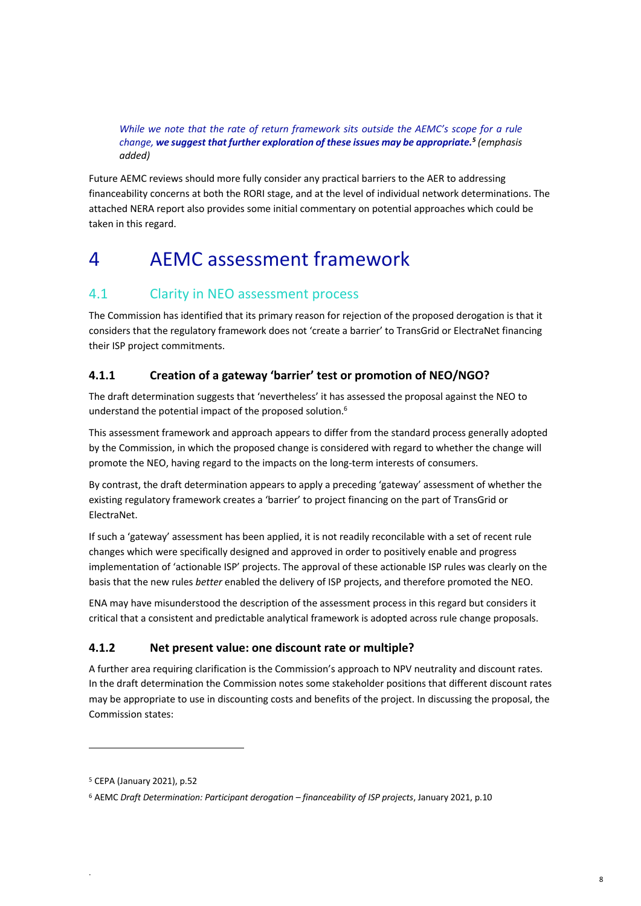> *While we note that the rate of return framework sits outside the AEMC's scope for a rule change, **we suggest that further exploration of these issues may be appropriate.**[5] (emphasis added)*

Future AEMC reviews should more fully consider any practical barriers to the AER to addressing financeability concerns at both the RORI stage, and at the level of individual network determinations. The attached NERA report also provides some initial commentary on potential approaches which could be taken in this regard.

# 4 AEMC assessment framework

## 4.1 Clarity in NEO assessment process

The Commission has identified that its primary reason for rejection of the proposed derogation is that it considers that the regulatory framework does not 'create a barrier' to TransGrid or ElectraNet financing their ISP project commitments.

### 4.1.1 Creation of a gateway 'barrier' test or promotion of NEO/NGO?

The draft determination suggests that 'nevertheless' it has assessed the proposal against the NEO to understand the potential impact of the proposed solution.[6]

This assessment framework and approach appears to differ from the standard process generally adopted by the Commission, in which the proposed change is considered with regard to whether the change will promote the NEO, having regard to the impacts on the long-term interests of consumers.

By contrast, the draft determination appears to apply a preceding 'gateway' assessment of whether the existing regulatory framework creates a 'barrier' to project financing on the part of TransGrid or ElectraNet.

If such a 'gateway' assessment has been applied, it is not readily reconcilable with a set of recent rule changes which were specifically designed and approved in order to positively enable and progress implementation of 'actionable ISP' projects. The approval of these actionable ISP rules was clearly on the basis that the new rules *better* enabled the delivery of ISP projects, and therefore promoted the NEO.

ENA may have misunderstood the description of the assessment process in this regard but considers it critical that a consistent and predictable analytical framework is adopted across rule change proposals.

### 4.1.2 Net present value: one discount rate or multiple?

A further area requiring clarification is the Commission's approach to NPV neutrality and discount rates. In the draft determination the Commission notes some stakeholder positions that different discount rates may be appropriate to use in discounting costs and benefits of the project. In discussing the proposal, the Commission states:

---

[5] CEPA (January 2021), p.52

[6] AEMC *Draft Determination: Participant derogation – financeability of ISP projects*, January 2021, p.10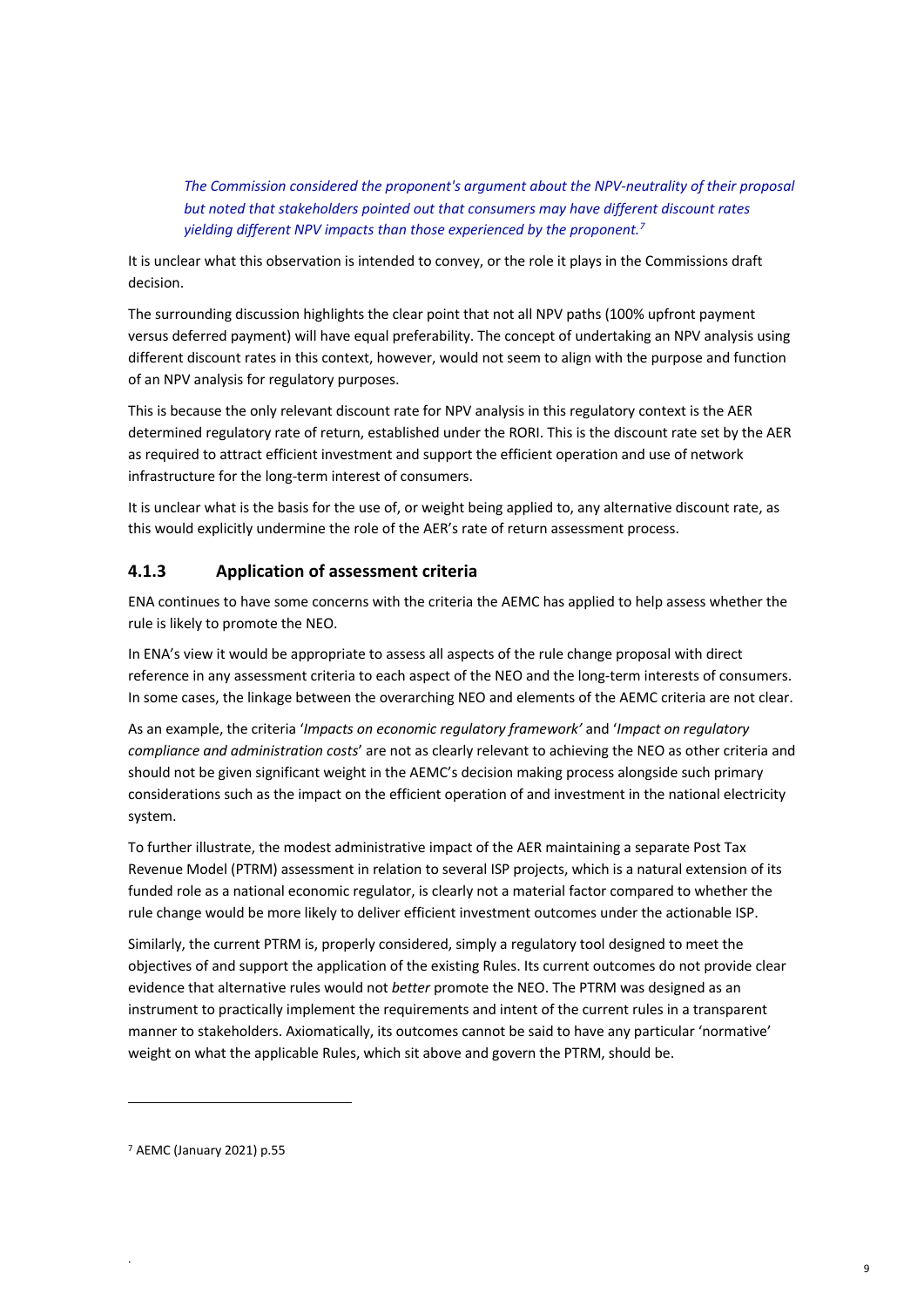> *The Commission considered the proponent's argument about the NPV-neutrality of their proposal but noted that stakeholders pointed out that consumers may have different discount rates yielding different NPV impacts than those experienced by the proponent.*[7]

It is unclear what this observation is intended to convey, or the role it plays in the Commissions draft decision.

The surrounding discussion highlights the clear point that not all NPV paths (100% upfront payment versus deferred payment) will have equal preferability. The concept of undertaking an NPV analysis using different discount rates in this context, however, would not seem to align with the purpose and function of an NPV analysis for regulatory purposes.

This is because the only relevant discount rate for NPV analysis in this regulatory context is the AER determined regulatory rate of return, established under the RORI. This is the discount rate set by the AER as required to attract efficient investment and support the efficient operation and use of network infrastructure for the long-term interest of consumers.

It is unclear what is the basis for the use of, or weight being applied to, any alternative discount rate, as this would explicitly undermine the role of the AER's rate of return assessment process.

### 4.1.3 Application of assessment criteria

ENA continues to have some concerns with the criteria the AEMC has applied to help assess whether the rule is likely to promote the NEO.

In ENA's view it would be appropriate to assess all aspects of the rule change proposal with direct reference in any assessment criteria to each aspect of the NEO and the long-term interests of consumers. In some cases, the linkage between the overarching NEO and elements of the AEMC criteria are not clear.

As an example, the criteria '*Impacts on economic regulatory framework'* and '*Impact on regulatory compliance and administration costs*' are not as clearly relevant to achieving the NEO as other criteria and should not be given significant weight in the AEMC's decision making process alongside such primary considerations such as the impact on the efficient operation of and investment in the national electricity system.

To further illustrate, the modest administrative impact of the AER maintaining a separate Post Tax Revenue Model (PTRM) assessment in relation to several ISP projects, which is a natural extension of its funded role as a national economic regulator, is clearly not a material factor compared to whether the rule change would be more likely to deliver efficient investment outcomes under the actionable ISP.

Similarly, the current PTRM is, properly considered, simply a regulatory tool designed to meet the objectives of and support the application of the existing Rules. Its current outcomes do not provide clear evidence that alternative rules would not *better* promote the NEO. The PTRM was designed as an instrument to practically implement the requirements and intent of the current rules in a transparent manner to stakeholders. Axiomatically, its outcomes cannot be said to have any particular 'normative' weight on what the applicable Rules, which sit above and govern the PTRM, should be.

---

[7] AEMC (January 2021) p.55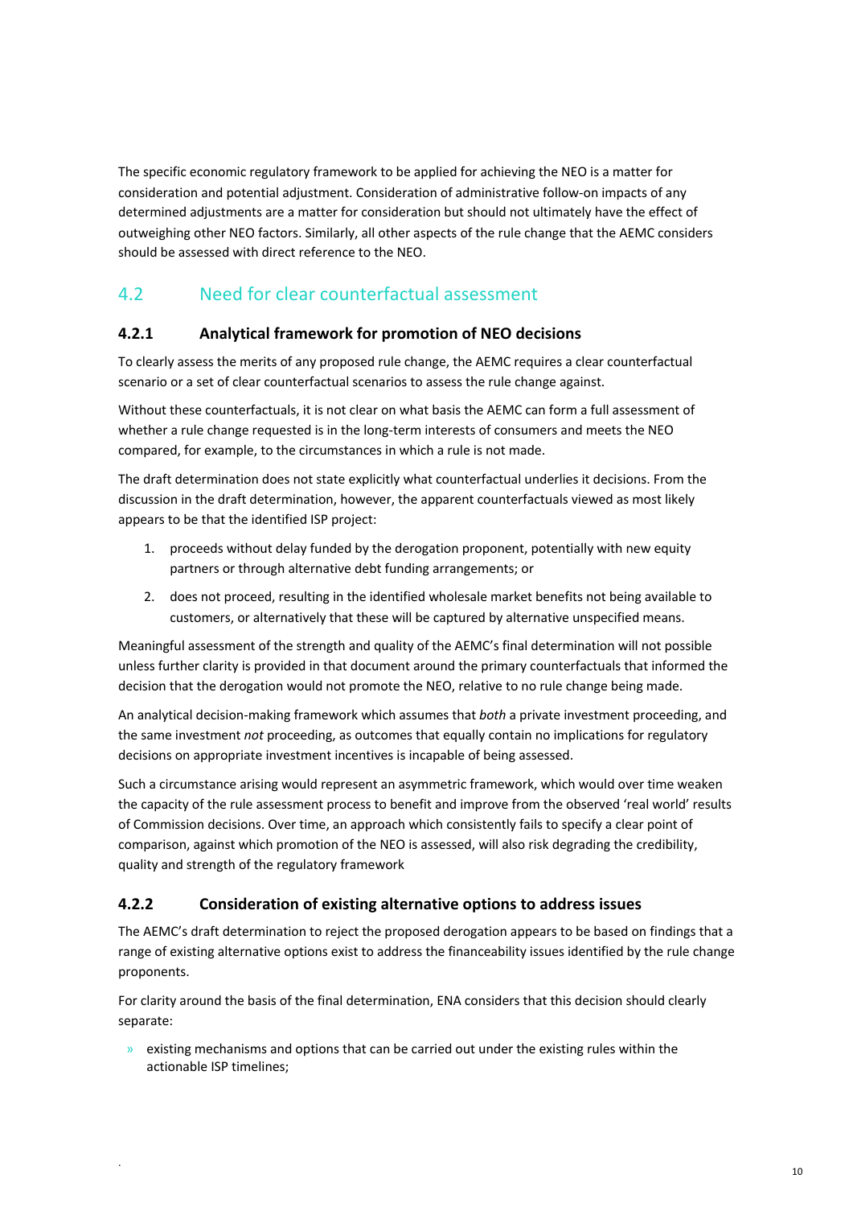The specific economic regulatory framework to be applied for achieving the NEO is a matter for consideration and potential adjustment. Consideration of administrative follow-on impacts of any determined adjustments are a matter for consideration but should not ultimately have the effect of outweighing other NEO factors. Similarly, all other aspects of the rule change that the AEMC considers should be assessed with direct reference to the NEO.

## 4.2 Need for clear counterfactual assessment

### 4.2.1 Analytical framework for promotion of NEO decisions

To clearly assess the merits of any proposed rule change, the AEMC requires a clear counterfactual scenario or a set of clear counterfactual scenarios to assess the rule change against.

Without these counterfactuals, it is not clear on what basis the AEMC can form a full assessment of whether a rule change requested is in the long-term interests of consumers and meets the NEO compared, for example, to the circumstances in which a rule is not made.

The draft determination does not state explicitly what counterfactual underlies it decisions. From the discussion in the draft determination, however, the apparent counterfactuals viewed as most likely appears to be that the identified ISP project:

1. proceeds without delay funded by the derogation proponent, potentially with new equity partners or through alternative debt funding arrangements; or
2. does not proceed, resulting in the identified wholesale market benefits not being available to customers, or alternatively that these will be captured by alternative unspecified means.

Meaningful assessment of the strength and quality of the AEMC's final determination will not possible unless further clarity is provided in that document around the primary counterfactuals that informed the decision that the derogation would not promote the NEO, relative to no rule change being made.

An analytical decision-making framework which assumes that *both* a private investment proceeding, and the same investment *not* proceeding, as outcomes that equally contain no implications for regulatory decisions on appropriate investment incentives is incapable of being assessed.

Such a circumstance arising would represent an asymmetric framework, which would over time weaken the capacity of the rule assessment process to benefit and improve from the observed 'real world' results of Commission decisions. Over time, an approach which consistently fails to specify a clear point of comparison, against which promotion of the NEO is assessed, will also risk degrading the credibility, quality and strength of the regulatory framework

### 4.2.2 Consideration of existing alternative options to address issues

The AEMC's draft determination to reject the proposed derogation appears to be based on findings that a range of existing alternative options exist to address the financeability issues identified by the rule change proponents.

For clarity around the basis of the final determination, ENA considers that this decision should clearly separate:

- existing mechanisms and options that can be carried out under the existing rules within the actionable ISP timelines;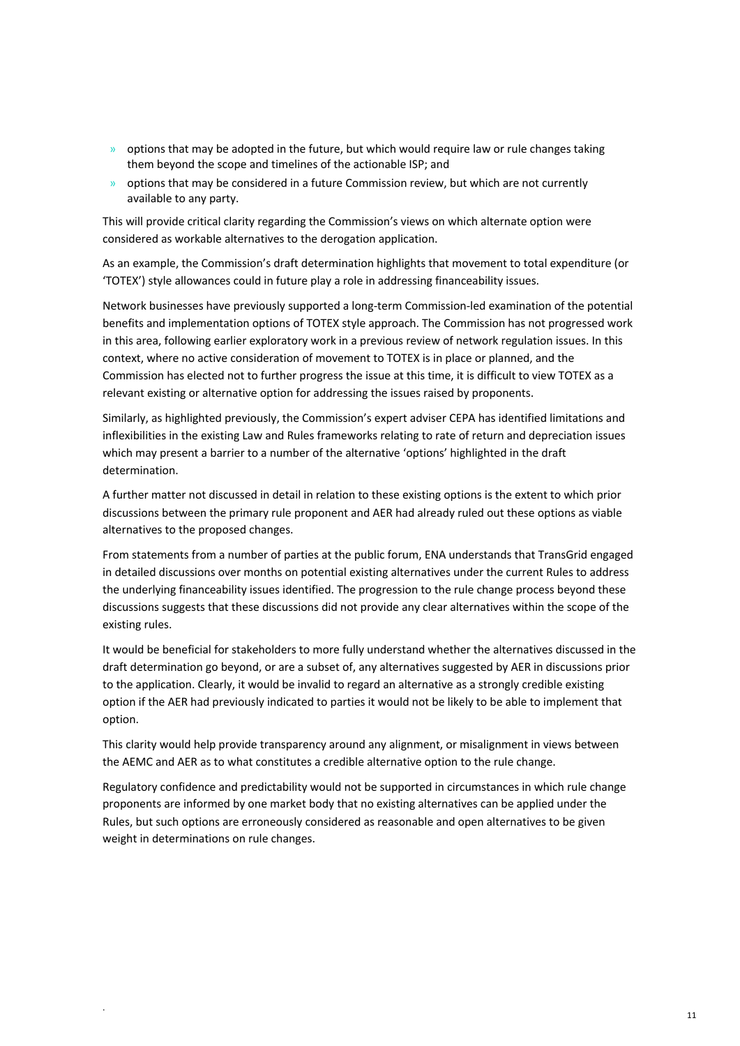- options that may be adopted in the future, but which would require law or rule changes taking them beyond the scope and timelines of the actionable ISP; and
- options that may be considered in a future Commission review, but which are not currently available to any party.

This will provide critical clarity regarding the Commission's views on which alternate option were considered as workable alternatives to the derogation application.

As an example, the Commission's draft determination highlights that movement to total expenditure (or 'TOTEX') style allowances could in future play a role in addressing financeability issues.

Network businesses have previously supported a long-term Commission-led examination of the potential benefits and implementation options of TOTEX style approach. The Commission has not progressed work in this area, following earlier exploratory work in a previous review of network regulation issues. In this context, where no active consideration of movement to TOTEX is in place or planned, and the Commission has elected not to further progress the issue at this time, it is difficult to view TOTEX as a relevant existing or alternative option for addressing the issues raised by proponents.

Similarly, as highlighted previously, the Commission's expert adviser CEPA has identified limitations and inflexibilities in the existing Law and Rules frameworks relating to rate of return and depreciation issues which may present a barrier to a number of the alternative 'options' highlighted in the draft determination.

A further matter not discussed in detail in relation to these existing options is the extent to which prior discussions between the primary rule proponent and AER had already ruled out these options as viable alternatives to the proposed changes.

From statements from a number of parties at the public forum, ENA understands that TransGrid engaged in detailed discussions over months on potential existing alternatives under the current Rules to address the underlying financeability issues identified. The progression to the rule change process beyond these discussions suggests that these discussions did not provide any clear alternatives within the scope of the existing rules.

It would be beneficial for stakeholders to more fully understand whether the alternatives discussed in the draft determination go beyond, or are a subset of, any alternatives suggested by AER in discussions prior to the application. Clearly, it would be invalid to regard an alternative as a strongly credible existing option if the AER had previously indicated to parties it would not be likely to be able to implement that option.

This clarity would help provide transparency around any alignment, or misalignment in views between the AEMC and AER as to what constitutes a credible alternative option to the rule change.

Regulatory confidence and predictability would not be supported in circumstances in which rule change proponents are informed by one market body that no existing alternatives can be applied under the Rules, but such options are erroneously considered as reasonable and open alternatives to be given weight in determinations on rule changes.